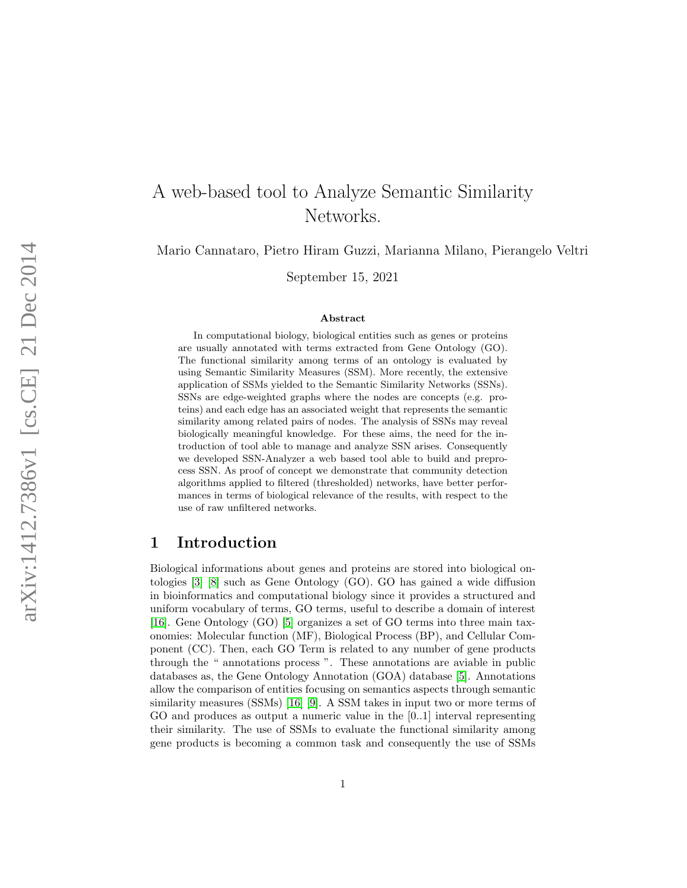# A web-based tool to Analyze Semantic Similarity Networks.

Mario Cannataro, Pietro Hiram Guzzi, Marianna Milano, Pierangelo Veltri

September 15, 2021

### Abstract

In computational biology, biological entities such as genes or proteins are usually annotated with terms extracted from Gene Ontology (GO). The functional similarity among terms of an ontology is evaluated by using Semantic Similarity Measures (SSM). More recently, the extensive application of SSMs yielded to the Semantic Similarity Networks (SSNs). SSNs are edge-weighted graphs where the nodes are concepts (e.g. proteins) and each edge has an associated weight that represents the semantic similarity among related pairs of nodes. The analysis of SSNs may reveal biologically meaningful knowledge. For these aims, the need for the introduction of tool able to manage and analyze SSN arises. Consequently we developed SSN-Analyzer a web based tool able to build and preprocess SSN. As proof of concept we demonstrate that community detection algorithms applied to filtered (thresholded) networks, have better performances in terms of biological relevance of the results, with respect to the use of raw unfiltered networks.

## 1 Introduction

Biological informations about genes and proteins are stored into biological ontologies [3] [8] such as Gene Ontology (GO). GO has gained a wide diffusion in bioinformatics and computational biology since it provides a structured and uniform vocabulary of terms, GO terms, useful to describe a domain of interest [16]. Gene Ontology (GO) [5] organizes a set of GO terms into three main taxonomies: Molecular function (MF), Biological Process (BP), and Cellular Component (CC). Then, each GO Term is related to any number of gene products through the " annotations process ". These annotations are aviable in public databases as, the Gene Ontology Annotation (GOA) database [5]. Annotations allow the comparison of entities focusing on semantics aspects through semantic similarity measures (SSMs) [16] [9]. A SSM takes in input two or more terms of GO and produces as output a numeric value in the [0..1] interval representing their similarity. The use of SSMs to evaluate the functional similarity among gene products is becoming a common task and consequently the use of SSMs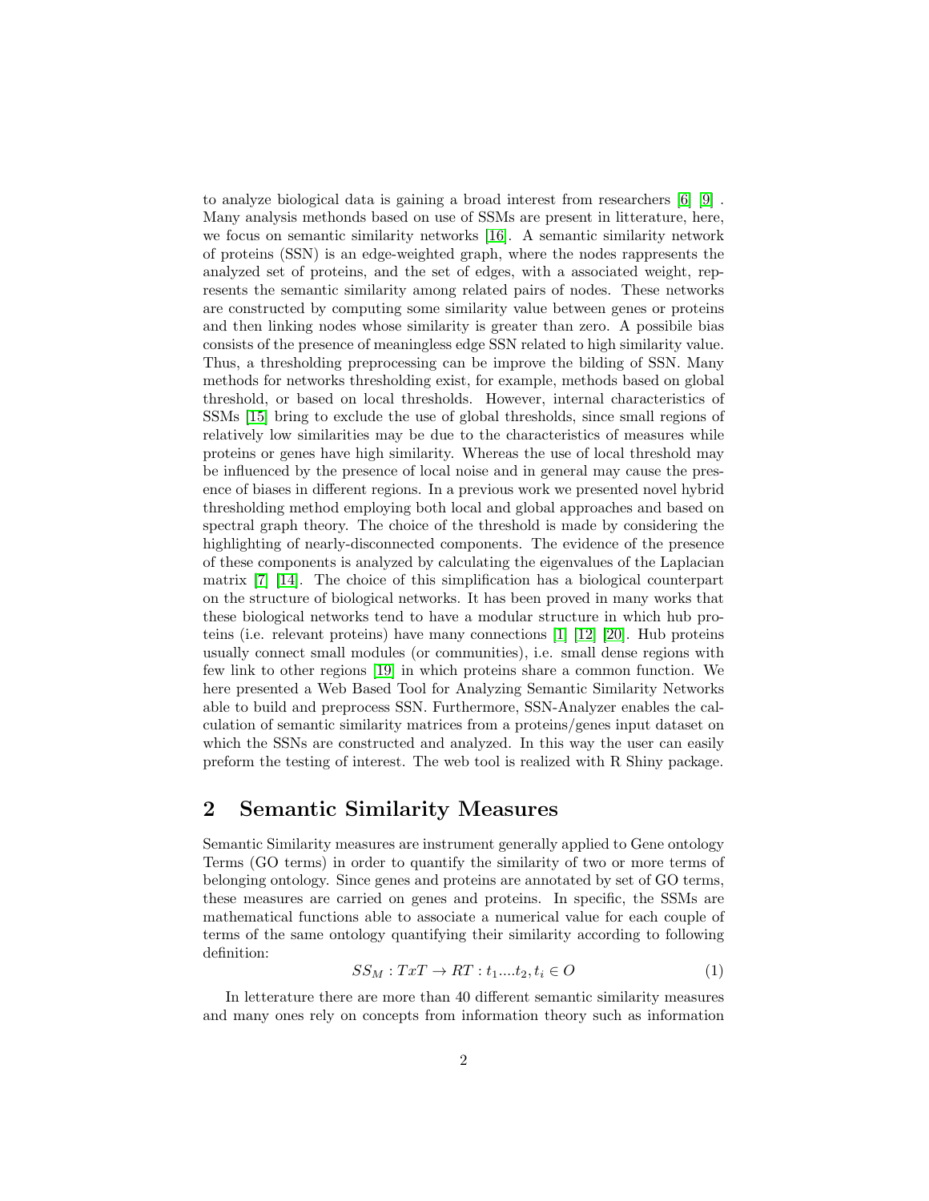to analyze biological data is gaining a broad interest from researchers [6] [9] . Many analysis methonds based on use of SSMs are present in litterature, here, we focus on semantic similarity networks [16]. A semantic similarity network of proteins (SSN) is an edge-weighted graph, where the nodes rappresents the analyzed set of proteins, and the set of edges, with a associated weight, represents the semantic similarity among related pairs of nodes. These networks are constructed by computing some similarity value between genes or proteins and then linking nodes whose similarity is greater than zero. A possibile bias consists of the presence of meaningless edge SSN related to high similarity value. Thus, a thresholding preprocessing can be improve the bilding of SSN. Many methods for networks thresholding exist, for example, methods based on global threshold, or based on local thresholds. However, internal characteristics of SSMs [15] bring to exclude the use of global thresholds, since small regions of relatively low similarities may be due to the characteristics of measures while proteins or genes have high similarity. Whereas the use of local threshold may be influenced by the presence of local noise and in general may cause the presence of biases in different regions. In a previous work we presented novel hybrid thresholding method employing both local and global approaches and based on spectral graph theory. The choice of the threshold is made by considering the highlighting of nearly-disconnected components. The evidence of the presence of these components is analyzed by calculating the eigenvalues of the Laplacian matrix [7] [14]. The choice of this simplification has a biological counterpart on the structure of biological networks. It has been proved in many works that these biological networks tend to have a modular structure in which hub proteins (i.e. relevant proteins) have many connections [1] [12] [20]. Hub proteins usually connect small modules (or communities), i.e. small dense regions with few link to other regions [19] in which proteins share a common function. We here presented a Web Based Tool for Analyzing Semantic Similarity Networks able to build and preprocess SSN. Furthermore, SSN-Analyzer enables the calculation of semantic similarity matrices from a proteins/genes input dataset on which the SSNs are constructed and analyzed. In this way the user can easily preform the testing of interest. The web tool is realized with R Shiny package.

## 2 Semantic Similarity Measures

Semantic Similarity measures are instrument generally applied to Gene ontology Terms (GO terms) in order to quantify the similarity of two or more terms of belonging ontology. Since genes and proteins are annotated by set of GO terms, these measures are carried on genes and proteins. In specific, the SSMs are mathematical functions able to associate a numerical value for each couple of terms of the same ontology quantifying their similarity according to following definition:

$$SS_M : TxT \rightarrow RT : t_1....t_2, t_i \in O \tag{1}$$

In letterature there are more than 40 different semantic similarity measures and many ones rely on concepts from information theory such as information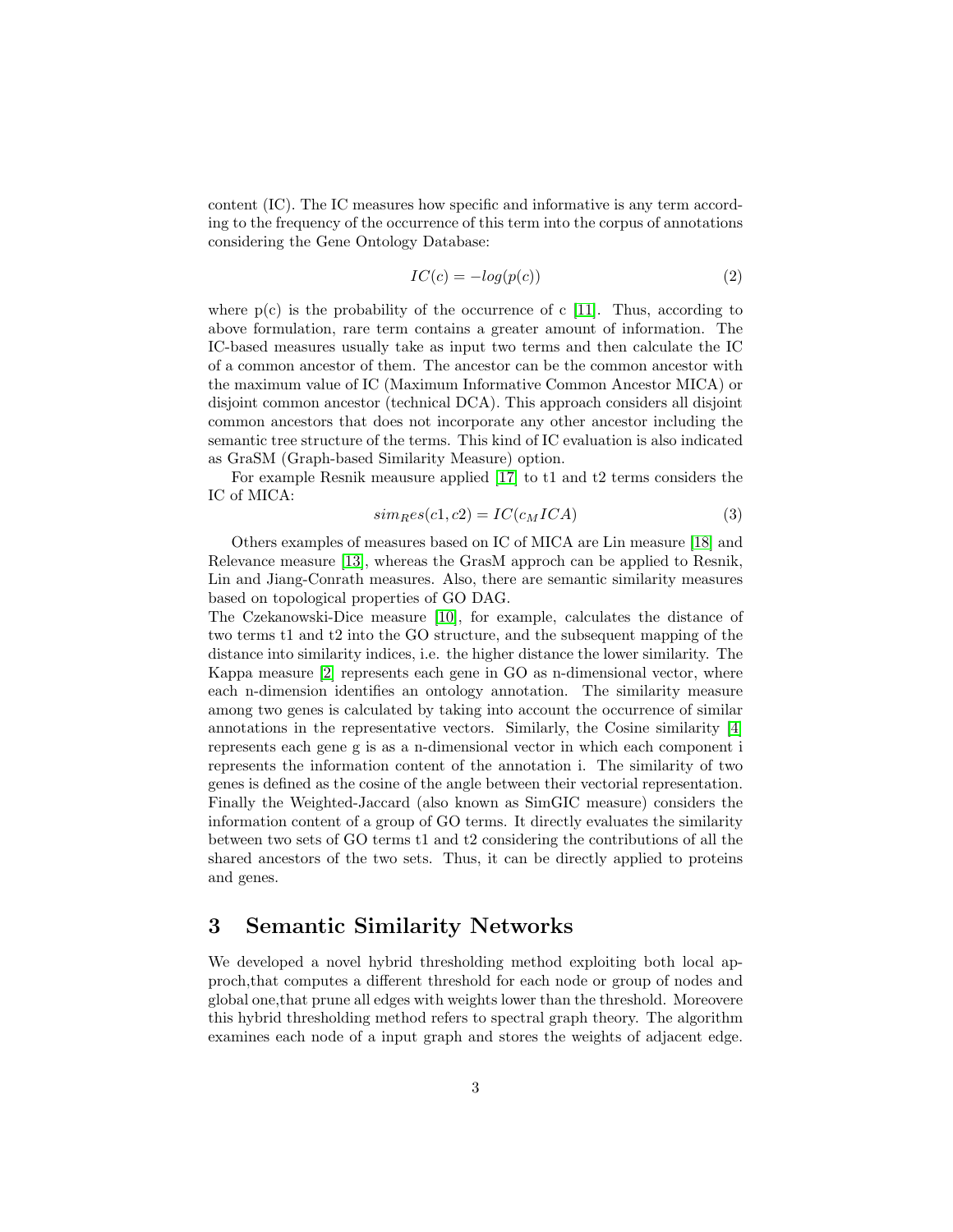content (IC). The IC measures how specific and informative is any term according to the frequency of the occurrence of this term into the corpus of annotations considering the Gene Ontology Database:

$$IC(c) = -log(p(c)) \tag{2}$$

where p(c) is the probability of the occurrence of c [11]. Thus, according to above formulation, rare term contains a greater amount of information. The IC-based measures usually take as input two terms and then calculate the IC of a common ancestor of them. The ancestor can be the common ancestor with the maximum value of IC (Maximum Informative Common Ancestor MICA) or disjoint common ancestor (technical DCA). This approach considers all disjoint common ancestors that does not incorporate any other ancestor including the semantic tree structure of the terms. This kind of IC evaluation is also indicated as GraSM (Graph-based Similarity Measure) option.

For example Resnik meausure applied [17] to t1 and t2 terms considers the IC of MICA:

$$sim_Res(c1, c2) = IC(c_MICA) \tag{3}$$

Others examples of measures based on IC of MICA are Lin measure [18] and Relevance measure [13], whereas the GrasM approch can be applied to Resnik, Lin and Jiang-Conrath measures. Also, there are semantic similarity measures based on topological properties of GO DAG.

The Czekanowski-Dice measure [10], for example, calculates the distance of two terms t1 and t2 into the GO structure, and the subsequent mapping of the distance into similarity indices, i.e. the higher distance the lower similarity. The Kappa measure [2] reperesents each gene in GO as n-dimensional vector, where each n-dimension identifies an ontology annotation. The similarity measure among two genes is calculated by taking into account the occurrence of similar annotations in the representative vectors. Similarly, the Cosine similarity [4] represents each gene g is as a n-dimensional vector in which each component i represents the information content of the annotation i. The similarity of two genes is defined as the cosine of the angle between their vectorial representation. Finally the Weighted-Jaccard (also known as SimGIC measure) considers the information content of a group of GO terms. It directly evaluates the similarity between two sets of GO terms t1 and t2 considering the contributions of all the shared ancestors of the two sets. Thus, it can be directly applied to proteins and genes.

## 3 Semantic Similarity Networks

We developed a novel hybrid thresholding method exploiting both local approch,that computes a different threshold for each node or group of nodes and global one,that prune all edges with weights lower than the threshold. Moreovere this hybrid thresholding method refers to spectral graph theory. The algorithm examines each node of a input graph and stores the weights of adjacent edge.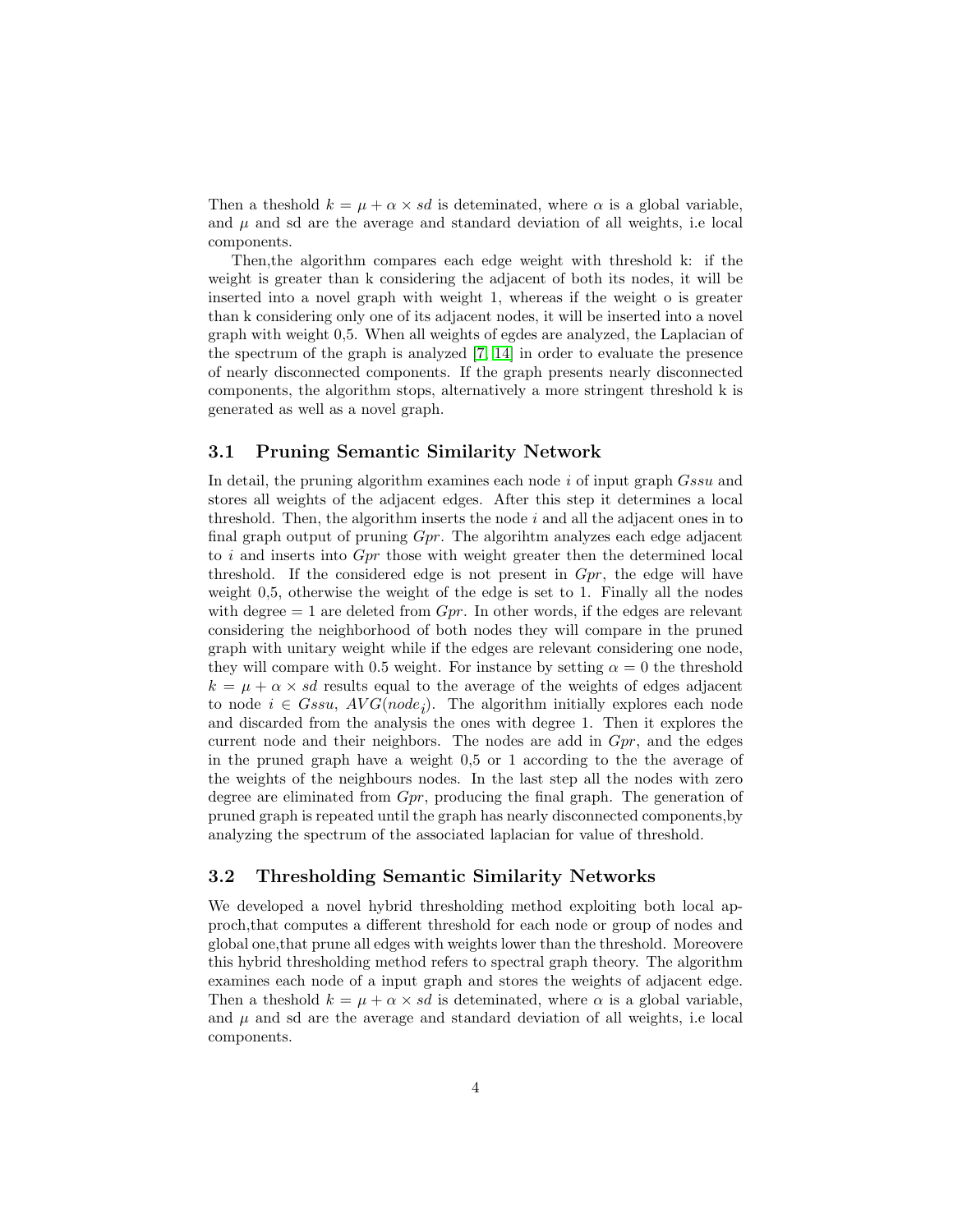Then a theshold $k = \mu + \alpha \times sd$ is deteminated, where $\alpha$ is a global variable, and $\mu$ and sd are the average and standard deviation of all weights, i.e local components.

Then,the algorithm compares each edge weight with threshold k: if the weight is greater than k considering the adjacent of both its nodes, it will be inserted into a novel graph with weight 1, whereas if the weight o is greater than k considering only one of its adjacent nodes, it will be inserted into a novel graph with weight 0,5. When all weights of egdes are analyzed, the Laplacian of the spectrum of the graph is analyzed [7, 14] in order to evaluate the presence of nearly disconnected components. If the graph presents nearly disconnected components, the algorithm stops, alternatively a more stringent threshold k is generated as well as a novel graph.

### 3.1 Pruning Semantic Similarity Network

In detail, the pruning algorithm examines each node $i$ of input graph $Gssu$ and stores all weights of the adjacent edges. After this step it determines a local threshold. Then, the algorithm inserts the node $i$ and all the adjacent ones in to final graph output of pruning $Gpr$. The algorihtm analyzes each edge adjacent to $i$ and inserts into $Gpr$ those with weight greater then the determined local threshold. If the considered edge is not present in $Gpr$, the edge will have weight 0,5, otherwise the weight of the edge is set to 1. Finally all the nodes with degree = 1 are deleted from $Gpr$. In other words, if the edges are relevant considering the neighborhood of both nodes they will compare in the pruned graph with unitary weight while if the edges are relevant considering one node, they will compare with 0.5 weight. For instance by setting $\alpha = 0$ the threshold $k = \mu + \alpha \times sd$ results equal to the average of the weights of edges adjacent to node $i \in Gssu$, $AVG(node_i)$. The algorithm initially explores each node and discarded from the analysis the ones with degree 1. Then it explores the current node and their neighbors. The nodes are add in $Gpr$, and the edges in the pruned graph have a weight 0,5 or 1 according to the the average of the weights of the neighbours nodes. In the last step all the nodes with zero degree are eliminated from $Gpr$, producing the final graph. The generation of pruned graph is repeated until the graph has nearly disconnected components,by analyzing the spectrum of the associated laplacian for value of threshold.

### 3.2 Thresholding Semantic Similarity Networks

We developed a novel hybrid thresholding method exploiting both local approch,that computes a different threshold for each node or group of nodes and global one,that prune all edges with weights lower than the threshold. Moreovere this hybrid thresholding method refers to spectral graph theory. The algorithm examines each node of a input graph and stores the weights of adjacent edge. Then a theshold $k = \mu + \alpha \times sd$ is deteminated, where $\alpha$ is a global variable, and $\mu$ and sd are the average and standard deviation of all weights, i.e local components.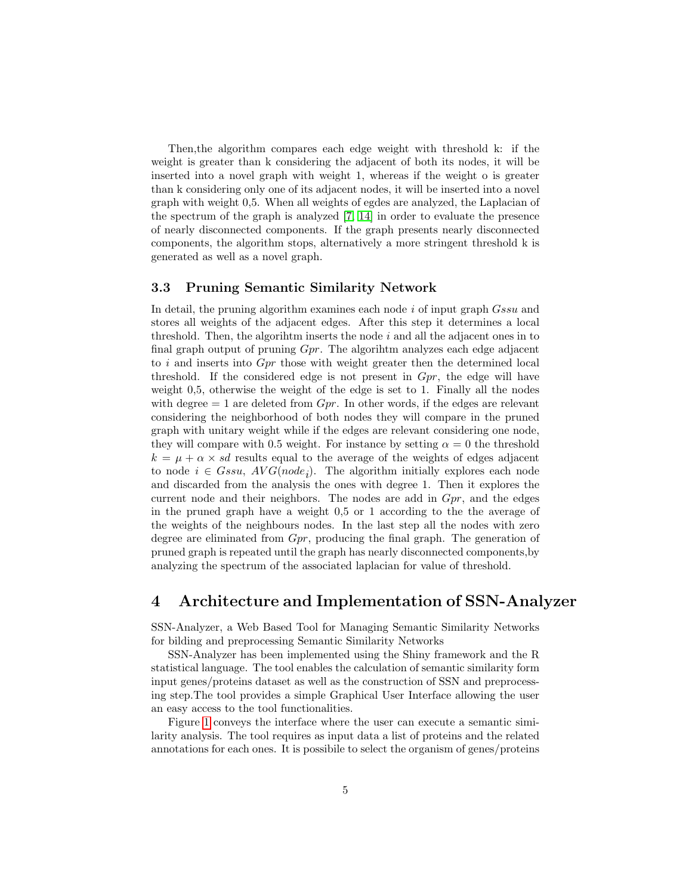Then,the algorithm compares each edge weight with threshold k: if the weight is greater than k considering the adjacent of both its nodes, it will be inserted into a novel graph with weight 1, whereas if the weight o is greater than k considering only one of its adjacent nodes, it will be inserted into a novel graph with weight 0,5. When all weights of egdes are analyzed, the Laplacian of the spectrum of the graph is analyzed [7, 14] in order to evaluate the presence of nearly disconnected components. If the graph presents nearly disconnected components, the algorithm stops, alternatively a more stringent threshold k is generated as well as a novel graph.

### 3.3 Pruning Semantic Similarity Network

In detail, the pruning algorithm examines each node $i$ of input graph $Gssu$ and stores all weights of the adjacent edges. After this step it determines a local threshold. Then, the algorihtm inserts the node $i$ and all the adjacent ones in to final graph output of pruning $Gpr$. The algorihtm analyzes each edge adjacent to $i$ and inserts into $Gpr$ those with weight greater then the determined local threshold. If the considered edge is not present in $Gpr$, the edge will have weight 0,5, otherwise the weight of the edge is set to 1. Finally all the nodes with degree = 1 are deleted from $Gpr$. In other words, if the edges are relevant considering the neighborhood of both nodes they will compare in the pruned graph with unitary weight while if the edges are relevant considering one node, they will compare with 0.5 weight. For instance by setting $\alpha = 0$ the threshold $k = \mu + \alpha \times sd$ results equal to the average of the weights of edges adjacent to node $i \in Gssu$, $AVG(node_i)$. The algorithm initially explores each node and discarded from the analysis the ones with degree 1. Then it explores the current node and their neighbors. The nodes are add in $Gpr$, and the edges in the pruned graph have a weight 0,5 or 1 according to the the average of the weights of the neighbours nodes. In the last step all the nodes with zero degree are eliminated from $Gpr$, producing the final graph. The generation of pruned graph is repeated until the graph has nearly disconnected components,by analyzing the spectrum of the associated laplacian for value of threshold.

## 4 Architecture and Implementation of SSN-Analyzer

SSN-Analyzer, a Web Based Tool for Managing Semantic Similarity Networks for bilding and preprocessing Semantic Similarity Networks

SSN-Analyzer has been implemented using the Shiny framework and the R statistical language. The tool enables the calculation of semantic similarity form input genes/proteins dataset as well as the construction of SSN and preprocessing step.The tool provides a simple Graphical User Interface allowing the user an easy access to the tool functionalities.

Figure 1 conveys the interface where the user can execute a semantic similarity analysis. The tool requires as input data a list of proteins and the related annotations for each ones. It is possibile to select the organism of genes/proteins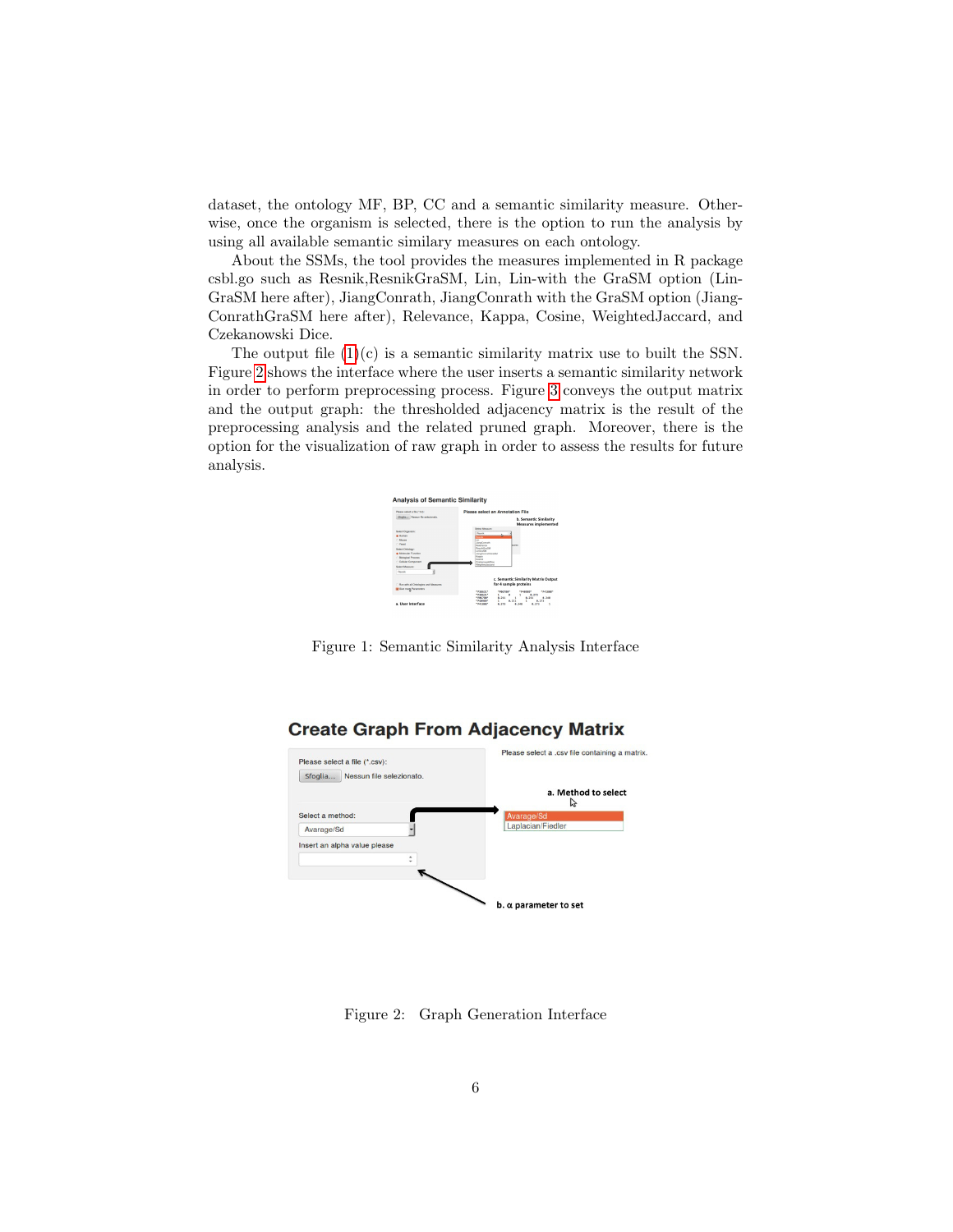dataset, the ontology MF, BP, CC and a semantic similarity measure. Otherwise, once the organism is selected, there is the option to run the analysis by using all available semantic similary measures on each ontology.

About the SSMs, the tool provides the measures implemented in R package csbl.go such as Resnik,ResnikGraSM, Lin, Lin-with the GraSM option (LinGraSM here after), JiangConrath, JiangConrath with the GraSM option (JiangConrathGraSM here after), Relevance, Kappa, Cosine, WeightedJaccard, and Czekanowski Dice.

The output file (1)(c) is a semantic similarity matrix use to built the SSN. Figure 2 shows the interface where the user inserts a semantic similarity network in order to perform preprocessing process. Figure 3 conveys the output matrix and the output graph: the thresholded adjacency matrix is the result of the preprocessing analysis and the related pruned graph. Moreover, there is the option for the visualization of raw graph in order to assess the results for future analysis.

Figure 1: Semantic Similarity Analysis Interface

Figure 2: Graph Generation Interface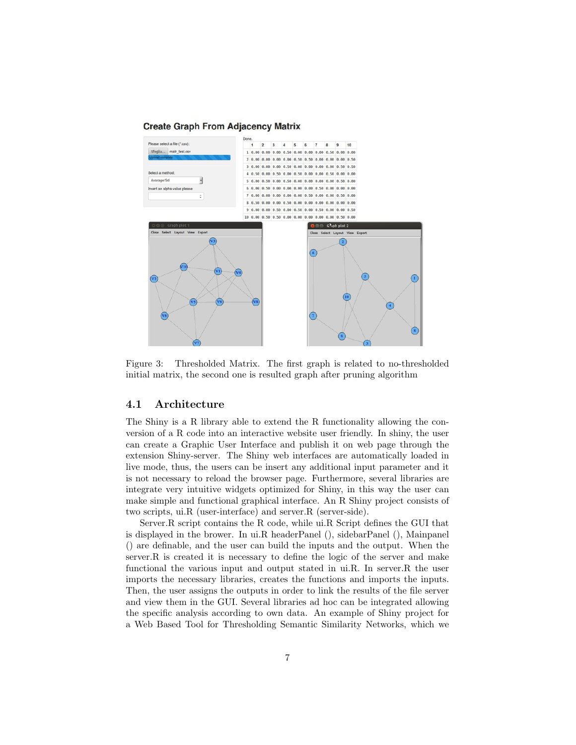Figure 3: Thresholded Matrix. The first graph is related to no-thresholded initial matrix, the second one is resulted graph after pruning algorithm

## 4.1 Architecture

The Shiny is a R library able to extend the R functionality allowing the conversion of a R code into an interactive website user friendly. In shiny, the user can create a Graphic User Interface and publish it on web page through the extension Shiny-server. The Shiny web interfaces are automatically loaded in live mode, thus, the users can be insert any additional input parameter and it is not necessary to reload the browser page. Furthermore, several libraries are integrate very intuitive widgets optimized for Shiny, in this way the user can make simple and functional graphical interface. An R Shiny project consists of two scripts, ui.R (user-interface) and server.R (server-side).

Server.R script contains the R code, while ui.R Script defines the GUI that is displayed in the brower. In ui.R headerPanel (), sidebarPanel (), Mainpanel () are definable, and the user can build the inputs and the output. When the server.R is created it is necessary to define the logic of the server and make functional the various input and output stated in ui.R. In server.R the user imports the necessary libraries, creates the functions and imports the inputs. Then, the user assigns the outputs in order to link the results of the file server and view them in the GUI. Several libraries ad hoc can be integrated allowing the specific analysis according to own data. An example of Shiny project for a Web Based Tool for Thresholding Semantic Similarity Networks, which we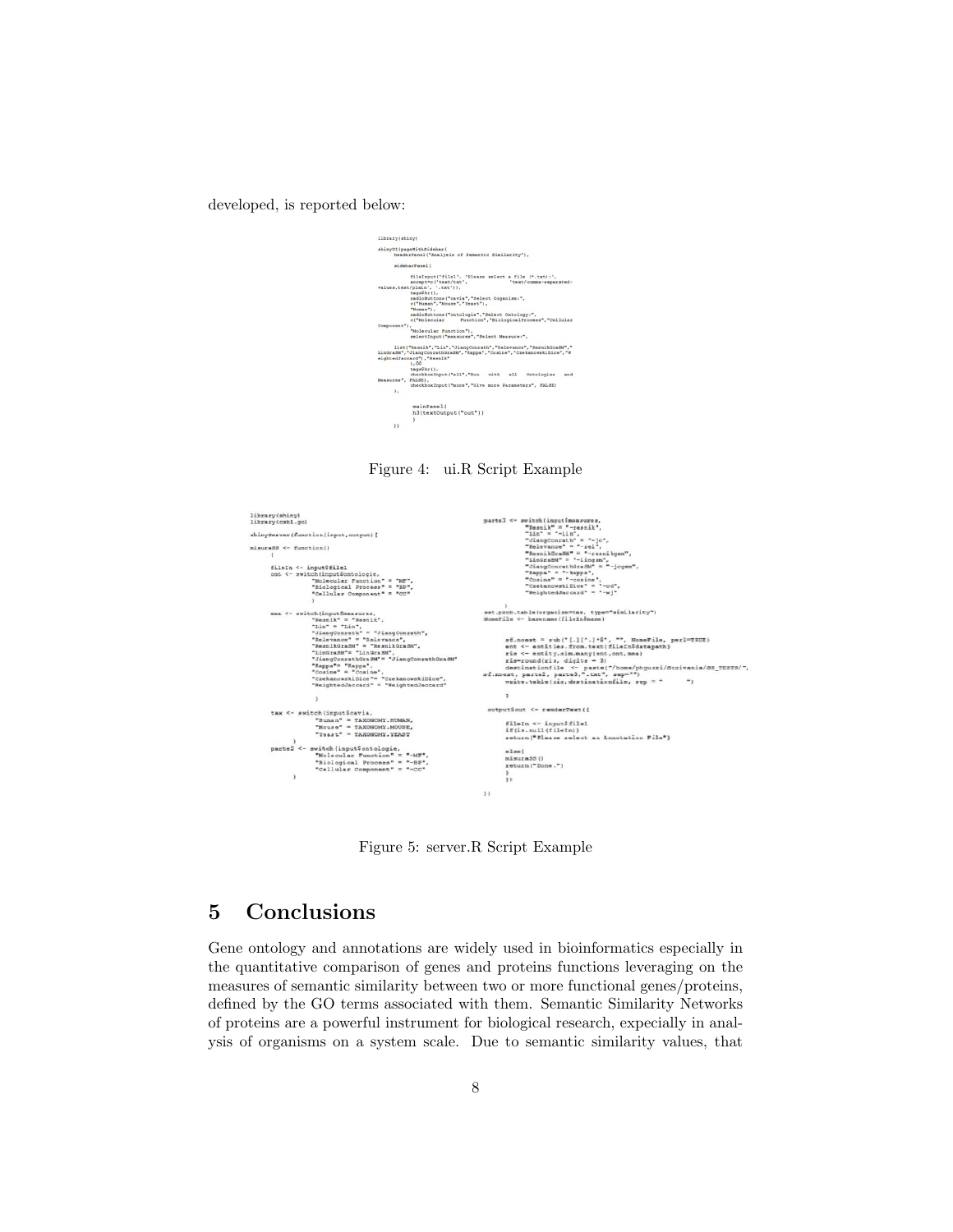developed, is reported below:

```
library(shiny)

shinyUI(pageWithSidebar(
    headerPanel("Analysis of Semantic Similarity"),

    sidebarPanel(

        fileInput('file1', 'Please select a file (*.txt):',
        accept=c('text/txt',                'text/comma-separated-
values,text/plain', '.txt')),
        tags$hr(),
        radioButtons("cavia","Select Organism:",
        c("Human","Mouse","Yeast"),
        "Human"),
        radioButtons("ontologie","Select Ontology:",
        c("Molecular    Function","BiologicalProcess","Cellular
Component"),
        "Molecular Function"),
        selectInput("measures","Select Measure:",

    list("Resnik","Lin","JiangConrath","Relevance","ResnikGraSM","
LinGraSM","JiangConrathGraSM","Kappa","Cosine","CzekanowskiDice","W
eightedJaccard"),"Resnik"
        ),60
        tags$hr(),
        checkboxInput("all","Run   with   all   Ontologies   and
Measures", FALSE),
        checkboxInput("more","Give more Parameters", FALSE)
    ),

        mainPanel(
        h3(textOutput("out"))
        )
    ))
```

Figure 4: ui.R Script Example

```
library(shiny)
library(csbl.go)

shinyServer(function(input,output){

misuraSS <- function()
    {

    fileIn <- input$file1
    ont <- switch(input$ontologie,
        "Molecular Function" = "MF",
        "Biological Process" = "BP",
        "Cellular Component" = "CC"
        )

    mea <- switch(input$measures,
        "Resnik" = "Resnik",
        "Lin" = "Lin",
        "JiangConrath" = "JiangConrath",
        "Relevance" = "Relevance",
        "ResnikGraSM" = "ResnikGraSM",
        "LinGraSM"= "LinGraSM",
        "JiangConrathGraSM"= "JiangConrathGraSM"
        "Kappa"= "Kappa",
        "Cosine" = "Cosine",
        "CzekanowskiDice"= "CzekanowskiDice",
        "WeightedJaccard" = "WeightedJaccard"

        )

    tax <- switch(input$cavia,
        "Human" = TAXONOMY.HUMAN,
        "Mouse" = TAXONOMY.MOUSE,
        "Yeast" = TAXONOMY.YEAST
        )
    parte2 <- switch(input$ontologie,
        "Molecular Function" = "-MF",
        "Biological Process" = "-BP",
        "Cellular Component" = "-CC"
        )

parte3 <- switch(input$measures,
    "Resnik" = "-resnik",
    "Lin" = "-Lin",
    "JiangConrath" = "-jc",
    "Relevance" = "-rel",
    "ResnikGraSM" = "-resnikgsm",
    "LinGraSM" = "-lingsm",
    "JiangConrathGraSM" = "-jcgsm",
    "Kappa" = "-kappa",
    "Cosine" = "-cosine",
    "CzekanowskiDice" = "-cd",
    "WeightedJaccard" = "-wj"

    )
set.prob.table(organism=tax, type="similarity")
NomeFile <- basename(fileIn$name)

    sf.noext = sub("[.][^.]*$", "", NomeFile, perl=TRUE)
    ent <- entities.from.text(fileIn$datapath)
    ris <- entity.sim.many(ent,ont,mea)
    ris=round(ris, digits = 3)
    destinationfile <- paste("/home/phguzzi/Scrivania/SS_TESTS/",
sf.noext, parte2, parte3,".txt", sep="")
    write.table(ris,destinationfile, sep = "     ")

    }

output$out <- renderText({

    fileIn <- input$file1
    if(is.null(fileIn))
    return("Please select an Annotation File")

    else{
    misuraSS()
    return("Done.")
    }
    })

})
```

Figure 5: server.R Script Example

## 5 Conclusions

Gene ontology and annotations are widely used in bioinformatics especially in the quantitative comparison of genes and proteins functions leveraging on the measures of semantic similarity between two or more functional genes/proteins, defined by the GO terms associated with them. Semantic Similarity Networks of proteins are a powerful instrument for biological research, expecially in analysis of organisms on a system scale. Due to semantic similarity values, that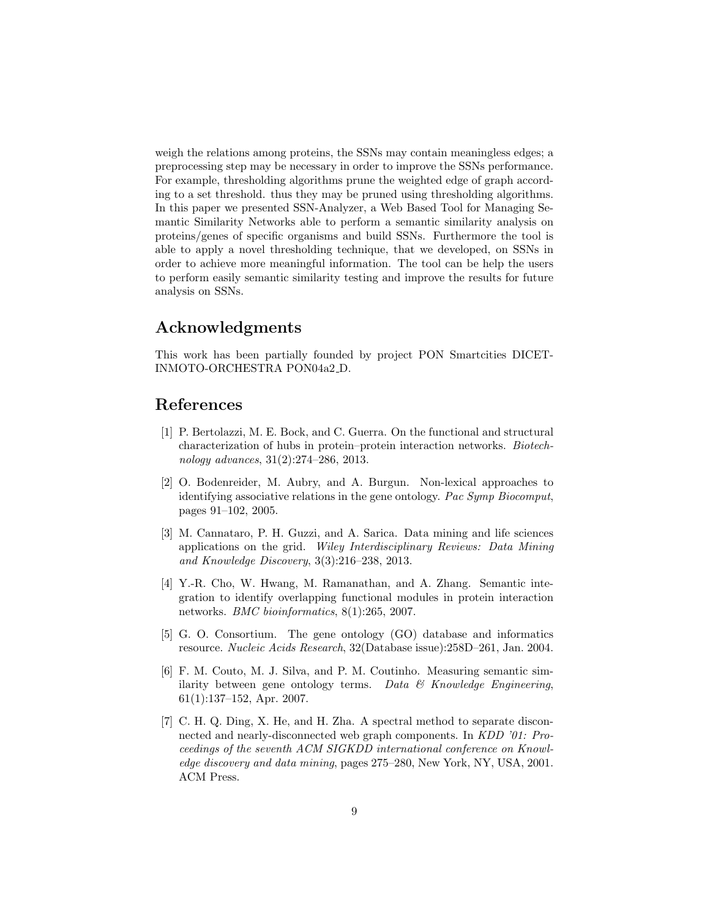weigh the relations among proteins, the SSNs may contain meaningless edges; a preprocessing step may be necessary in order to improve the SSNs performance. For example, thresholding algorithms prune the weighted edge of graph according to a set threshold. thus they may be pruned using thresholding algorithms. In this paper we presented SSN-Analyzer, a Web Based Tool for Managing Semantic Similarity Networks able to perform a semantic similarity analysis on proteins/genes of specific organisms and build SSNs. Furthermore the tool is able to apply a novel thresholding technique, that we developed, on SSNs in order to achieve more meaningful information. The tool can be help the users to perform easily semantic similarity testing and improve the results for future analysis on SSNs.

## Acknowledgments

This work has been partially founded by project PON Smartcities DICET-INMOTO-ORCHESTRA PON04a2_D.

## References

[1] P. Bertolazzi, M. E. Bock, and C. Guerra. On the functional and structural characterization of hubs in protein–protein interaction networks. *Biotechnology advances*, 31(2):274–286, 2013.

[2] O. Bodenreider, M. Aubry, and A. Burgun. Non-lexical approaches to identifying associative relations in the gene ontology. *Pac Symp Biocomput*, pages 91–102, 2005.

[3] M. Cannataro, P. H. Guzzi, and A. Sarica. Data mining and life sciences applications on the grid. *Wiley Interdisciplinary Reviews: Data Mining and Knowledge Discovery*, 3(3):216–238, 2013.

[4] Y.-R. Cho, W. Hwang, M. Ramanathan, and A. Zhang. Semantic integration to identify overlapping functional modules in protein interaction networks. *BMC bioinformatics*, 8(1):265, 2007.

[5] G. O. Consortium. The gene ontology (GO) database and informatics resource. *Nucleic Acids Research*, 32(Database issue):258D–261, Jan. 2004.

[6] F. M. Couto, M. J. Silva, and P. M. Coutinho. Measuring semantic similarity between gene ontology terms. *Data & Knowledge Engineering*, 61(1):137–152, Apr. 2007.

[7] C. H. Q. Ding, X. He, and H. Zha. A spectral method to separate disconnected and nearly-disconnected web graph components. In *KDD '01: Proceedings of the seventh ACM SIGKDD international conference on Knowledge discovery and data mining*, pages 275–280, New York, NY, USA, 2001. ACM Press.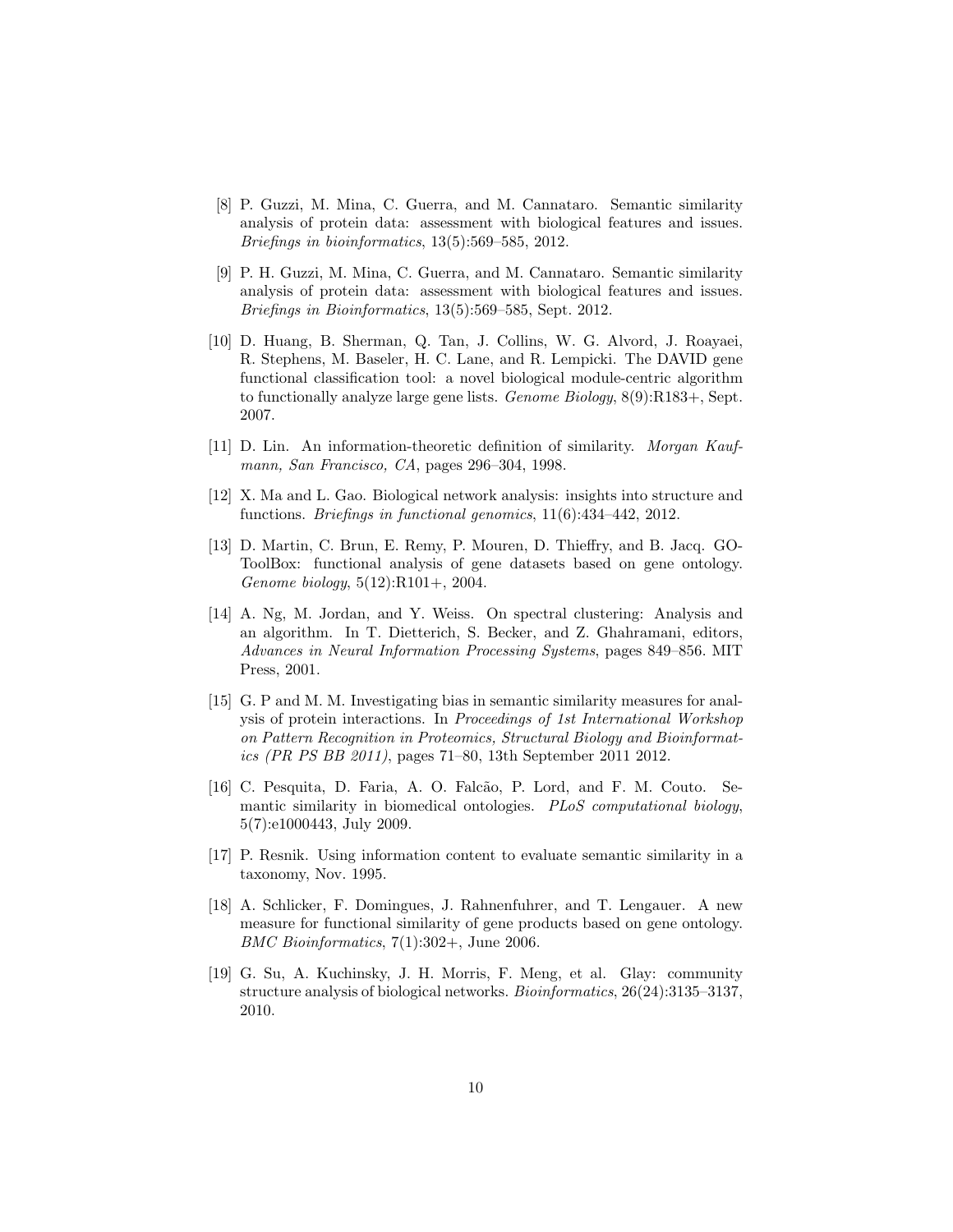[8] P. Guzzi, M. Mina, C. Guerra, and M. Cannataro. Semantic similarity analysis of protein data: assessment with biological features and issues. *Briefings in bioinformatics*, 13(5):569–585, 2012.

[9] P. H. Guzzi, M. Mina, C. Guerra, and M. Cannataro. Semantic similarity analysis of protein data: assessment with biological features and issues. *Briefings in Bioinformatics*, 13(5):569–585, Sept. 2012.

[10] D. Huang, B. Sherman, Q. Tan, J. Collins, W. G. Alvord, J. Roayaei, R. Stephens, M. Baseler, H. C. Lane, and R. Lempicki. The DAVID gene functional classification tool: a novel biological module-centric algorithm to functionally analyze large gene lists. *Genome Biology*, 8(9):R183+, Sept. 2007.

[11] D. Lin. An information-theoretic definition of similarity. *Morgan Kaufmann, San Francisco, CA*, pages 296–304, 1998.

[12] X. Ma and L. Gao. Biological network analysis: insights into structure and functions. *Briefings in functional genomics*, 11(6):434–442, 2012.

[13] D. Martin, C. Brun, E. Remy, P. Mouren, D. Thieffry, and B. Jacq. GO-ToolBox: functional analysis of gene datasets based on gene ontology. *Genome biology*, 5(12):R101+, 2004.

[14] A. Ng, M. Jordan, and Y. Weiss. On spectral clustering: Analysis and an algorithm. In T. Dietterich, S. Becker, and Z. Ghahramani, editors, *Advances in Neural Information Processing Systems*, pages 849–856. MIT Press, 2001.

[15] G. P and M. M. Investigating bias in semantic similarity measures for analysis of protein interactions. In *Proceedings of 1st International Workshop on Pattern Recognition in Proteomics, Structural Biology and Bioinformatics (PR PS BB 2011)*, pages 71–80, 13th September 2011 2012.

[16] C. Pesquita, D. Faria, A. O. Falcão, P. Lord, and F. M. Couto. Semantic similarity in biomedical ontologies. *PLoS computational biology*, 5(7):e1000443, July 2009.

[17] P. Resnik. Using information content to evaluate semantic similarity in a taxonomy, Nov. 1995.

[18] A. Schlicker, F. Domingues, J. Rahnenfuhrer, and T. Lengauer. A new measure for functional similarity of gene products based on gene ontology. *BMC Bioinformatics*, 7(1):302+, June 2006.

[19] G. Su, A. Kuchinsky, J. H. Morris, F. Meng, et al. Glay: community structure analysis of biological networks. *Bioinformatics*, 26(24):3135–3137, 2010.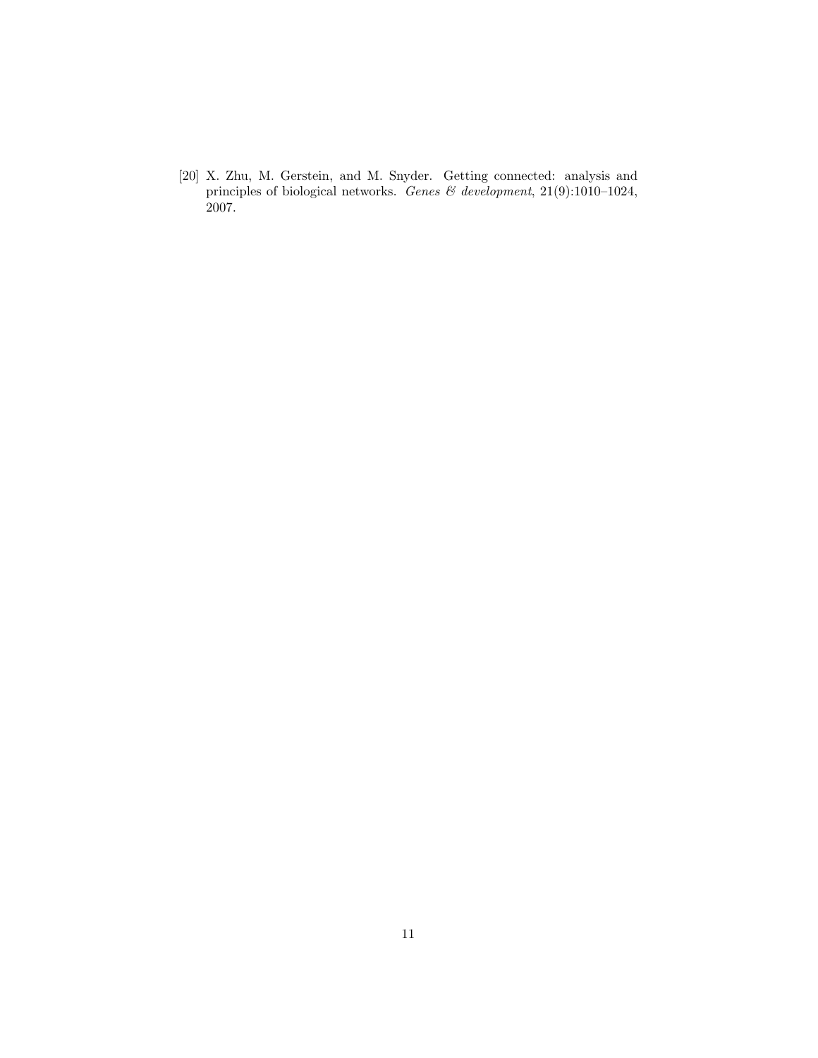[20] X. Zhu, M. Gerstein, and M. Snyder. Getting connected: analysis and principles of biological networks. *Genes & development*, 21(9):1010–1024, 2007.